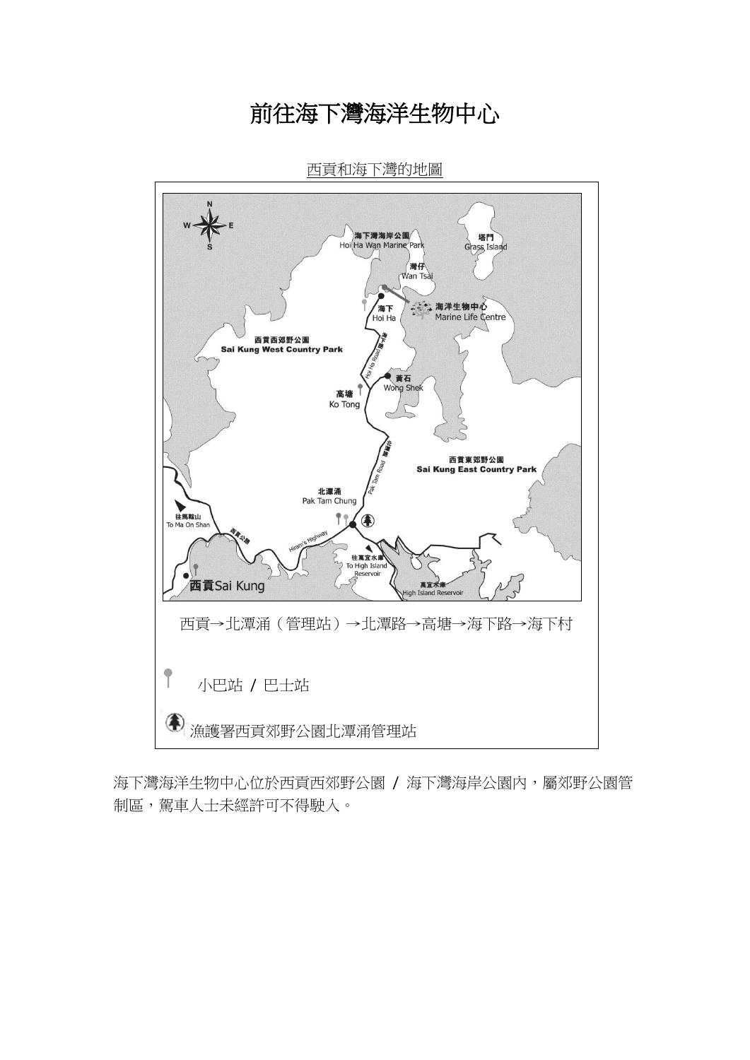# 前往海下灣海洋生物中心

西貢和海下灣的地圖

西貢→北潭涌（管理站）→北潭路→高塘→海下路→海下村

小巴站 / 巴士站

漁護署西貢郊野公園北潭涌管理站

海下灣海洋生物中心位於西貢西郊野公園 / 海下灣海岸公園內，屬郊野公園管制區，駕車人士未經許可不得駛入。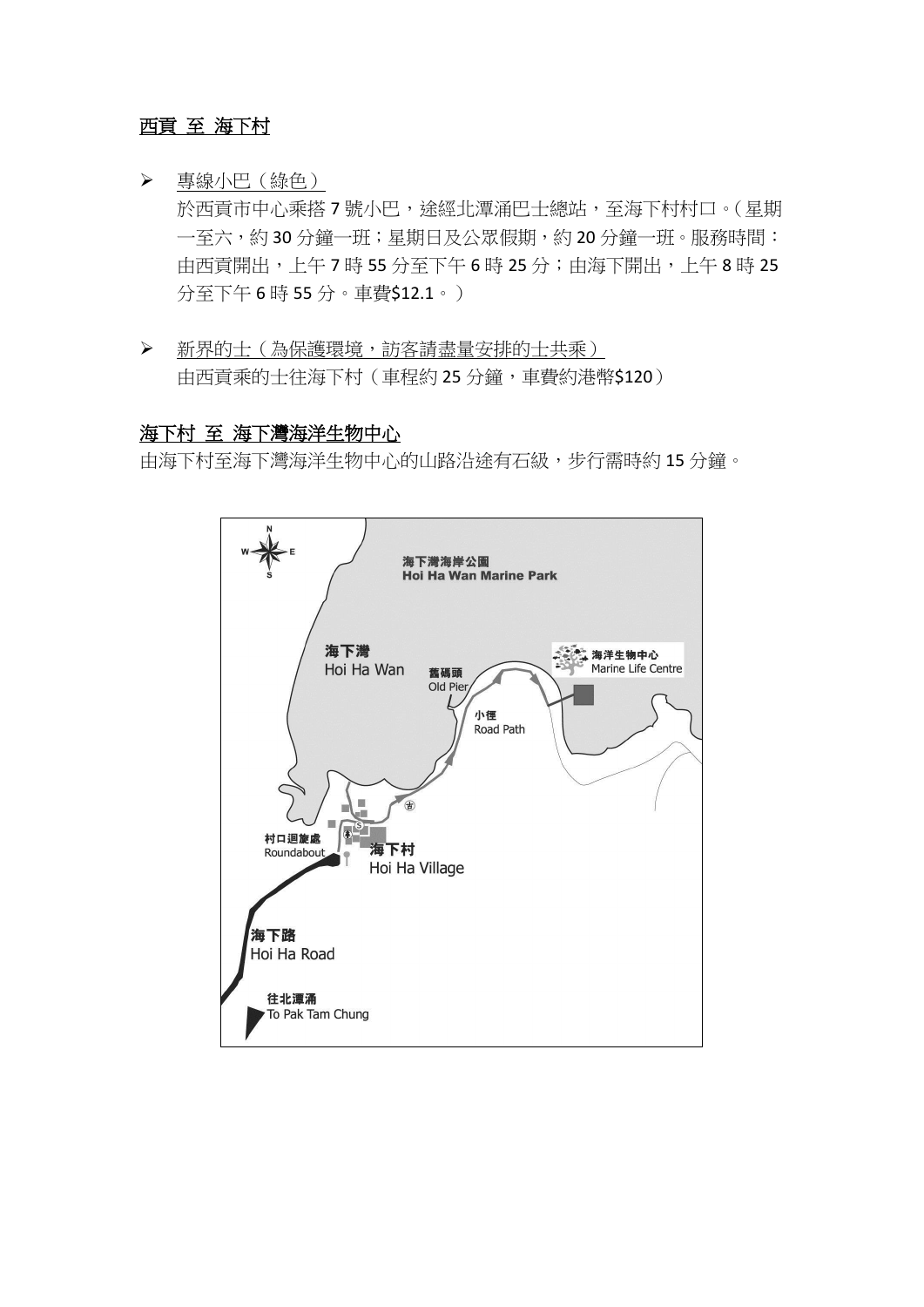## 西貢 至 海下村

- 專線小巴（綠色）
  於西貢市中心乘搭 7 號小巴，途經北潭涌巴士總站，至海下村村口。（星期一至六，約 30 分鐘一班；星期日及公眾假期，約 20 分鐘一班。服務時間：由西貢開出，上午 7 時 55 分至下午 6 時 25 分；由海下開出，上午 8 時 25 分至下午 6 時 55 分。車費$12.1。）

- 新界的士（為保護環境，訪客請盡量安排的士共乘）
  由西貢乘的士往海下村（車程約 25 分鐘，車費約港幣$120）

## 海下村 至 海下灣海洋生物中心

由海下村至海下灣海洋生物中心的山路沿途有石級，步行需時約 15 分鐘。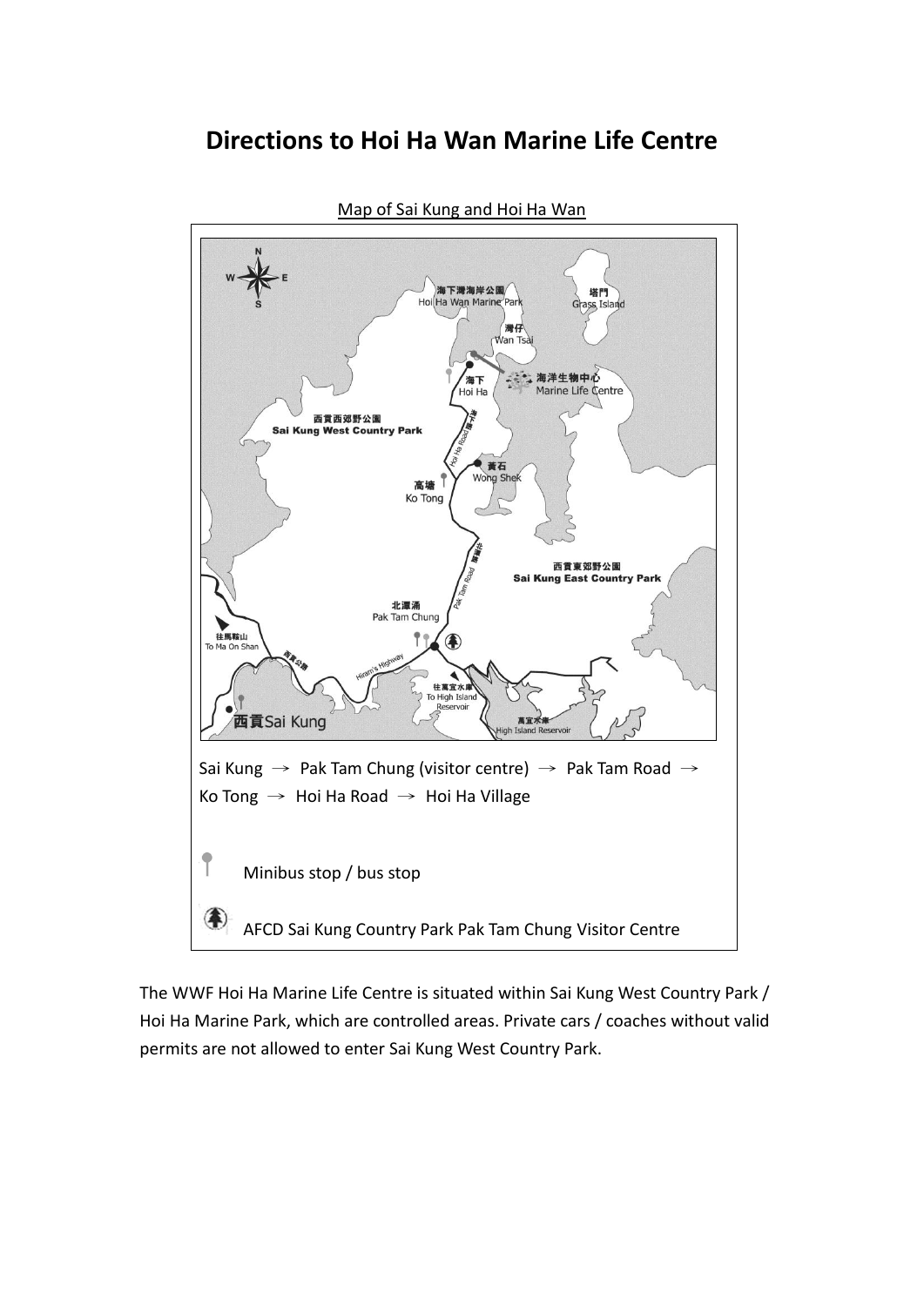# Directions to Hoi Ha Wan Marine Life Centre

Map of Sai Kung and Hoi Ha Wan

Sai Kung → Pak Tam Chung (visitor centre) → Pak Tam Road → Ko Tong → Hoi Ha Road → Hoi Ha Village

Minibus stop / bus stop

AFCD Sai Kung Country Park Pak Tam Chung Visitor Centre

The WWF Hoi Ha Marine Life Centre is situated within Sai Kung West Country Park / Hoi Ha Marine Park, which are controlled areas. Private cars / coaches without valid permits are not allowed to enter Sai Kung West Country Park.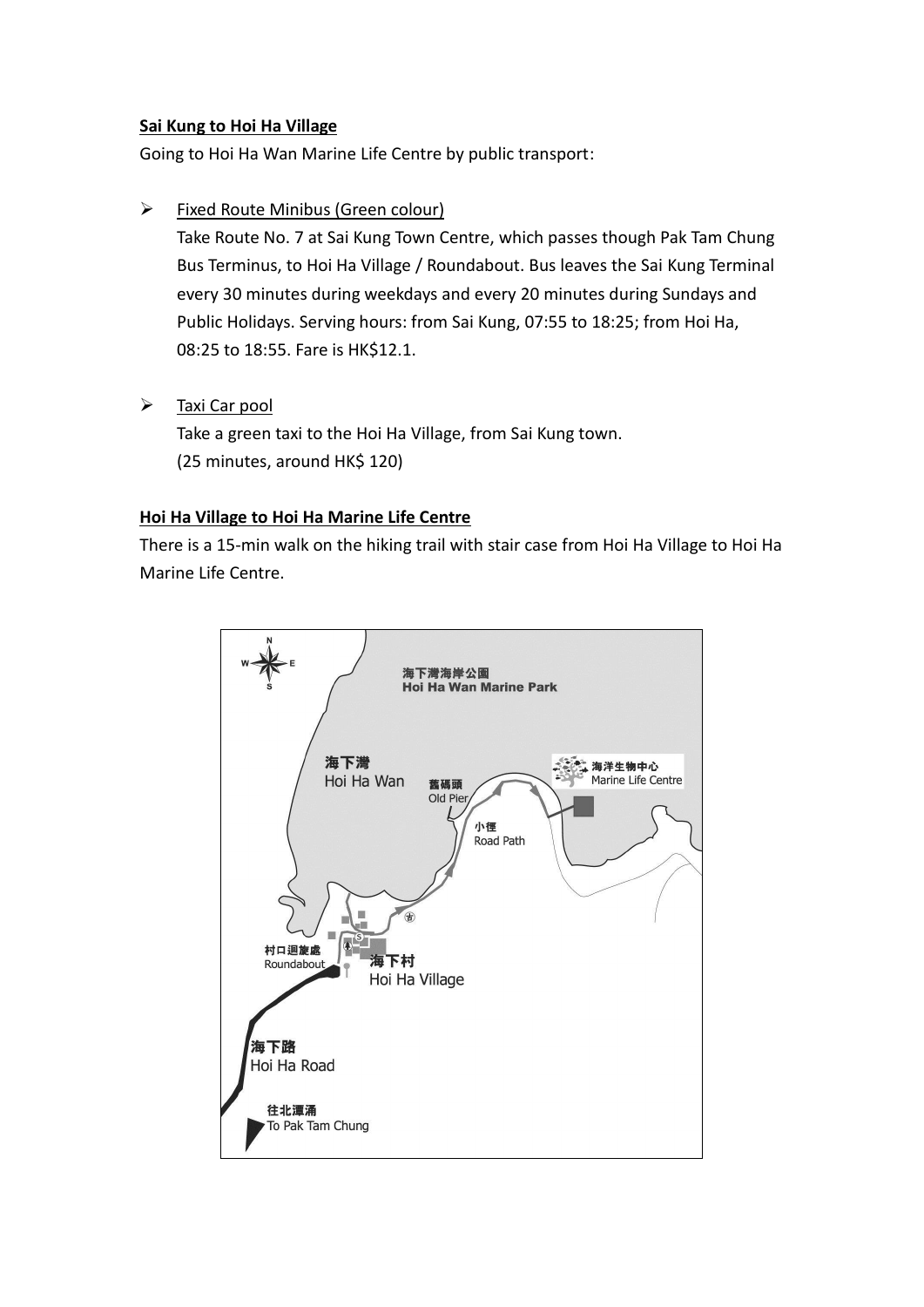**Sai Kung to Hoi Ha Village**

Going to Hoi Ha Wan Marine Life Centre by public transport:

- Fixed Route Minibus (Green colour)

  Take Route No. 7 at Sai Kung Town Centre, which passes though Pak Tam Chung Bus Terminus, to Hoi Ha Village / Roundabout. Bus leaves the Sai Kung Terminal every 30 minutes during weekdays and every 20 minutes during Sundays and Public Holidays. Serving hours: from Sai Kung, 07:55 to 18:25; from Hoi Ha, 08:25 to 18:55. Fare is HK$12.1.

- Taxi Car pool

  Take a green taxi to the Hoi Ha Village, from Sai Kung town.
  (25 minutes, around HK$ 120)

**Hoi Ha Village to Hoi Ha Marine Life Centre**

There is a 15-min walk on the hiking trail with stair case from Hoi Ha Village to Hoi Ha Marine Life Centre.

N
W
E
S

海下灣海岸公園
Hoi Ha Wan Marine Park

海下灣
Hoi Ha Wan

舊碼頭
Old Pier

海洋生物中心
Marine Life Centre

小徑
Road Path

村口迴旋處
Roundabout

海下村
Hoi Ha Village

海下路
Hoi Ha Road

往北潭涌
To Pak Tam Chung